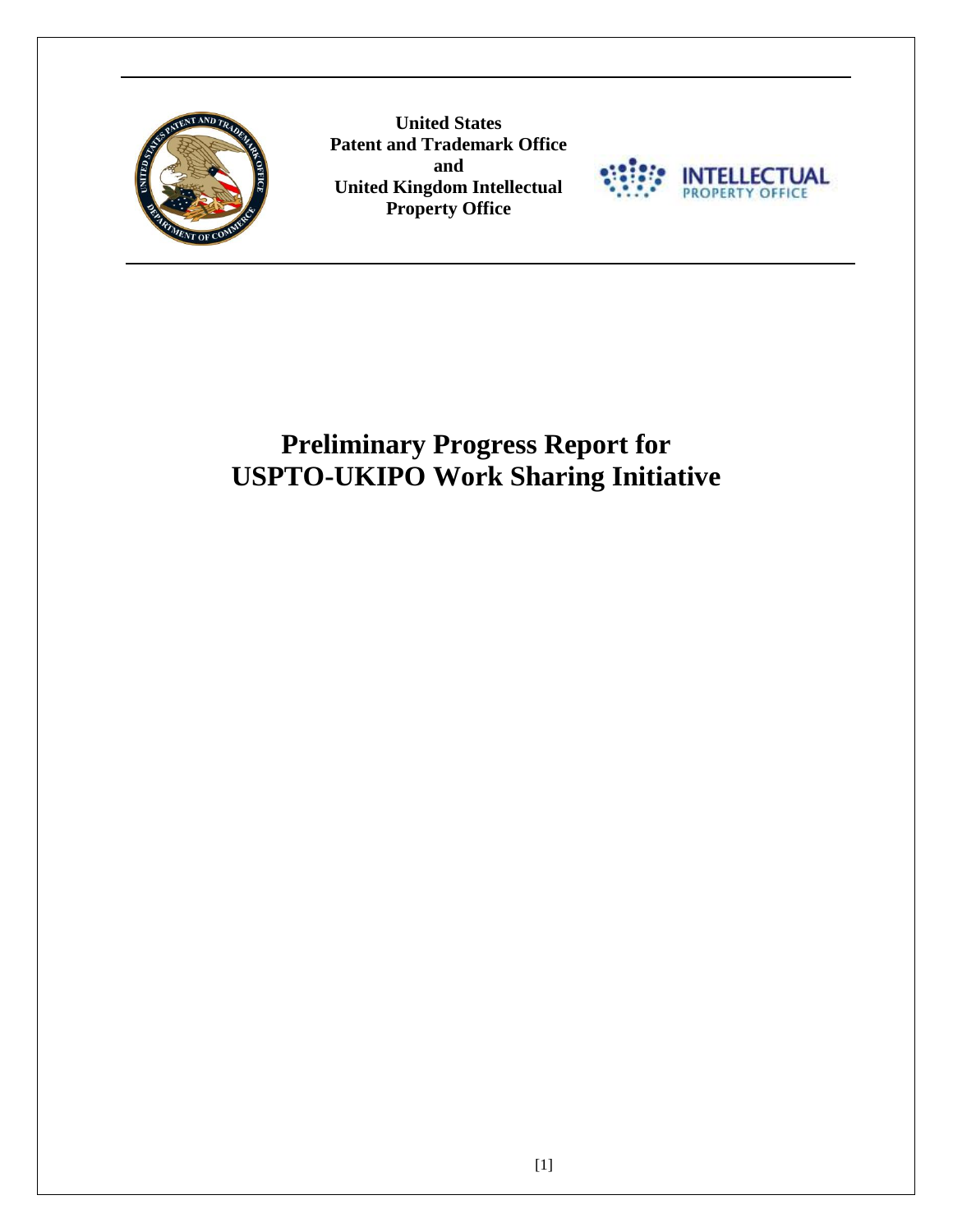**United States**
**Patent and Trademark Office**
**and**
**United Kingdom Intellectual Property Office**

# Preliminary Progress Report for USPTO-UKIPO Work Sharing Initiative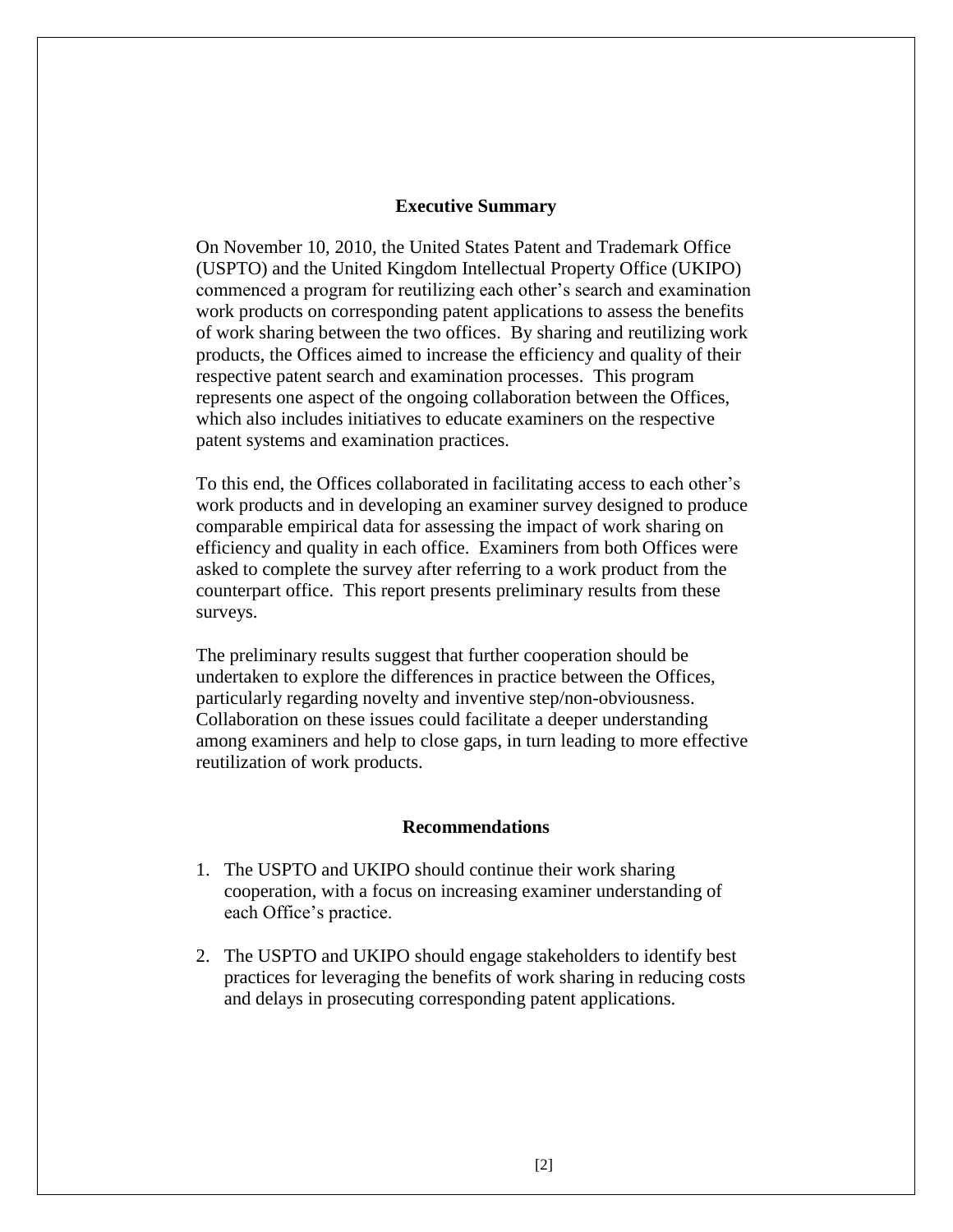## Executive Summary

On November 10, 2010, the United States Patent and Trademark Office (USPTO) and the United Kingdom Intellectual Property Office (UKIPO) commenced a program for reutilizing each other's search and examination work products on corresponding patent applications to assess the benefits of work sharing between the two offices. By sharing and reutilizing work products, the Offices aimed to increase the efficiency and quality of their respective patent search and examination processes. This program represents one aspect of the ongoing collaboration between the Offices, which also includes initiatives to educate examiners on the respective patent systems and examination practices.

To this end, the Offices collaborated in facilitating access to each other's work products and in developing an examiner survey designed to produce comparable empirical data for assessing the impact of work sharing on efficiency and quality in each office. Examiners from both Offices were asked to complete the survey after referring to a work product from the counterpart office. This report presents preliminary results from these surveys.

The preliminary results suggest that further cooperation should be undertaken to explore the differences in practice between the Offices, particularly regarding novelty and inventive step/non-obviousness. Collaboration on these issues could facilitate a deeper understanding among examiners and help to close gaps, in turn leading to more effective reutilization of work products.

## Recommendations

1. The USPTO and UKIPO should continue their work sharing cooperation, with a focus on increasing examiner understanding of each Office's practice.
2. The USPTO and UKIPO should engage stakeholders to identify best practices for leveraging the benefits of work sharing in reducing costs and delays in prosecuting corresponding patent applications.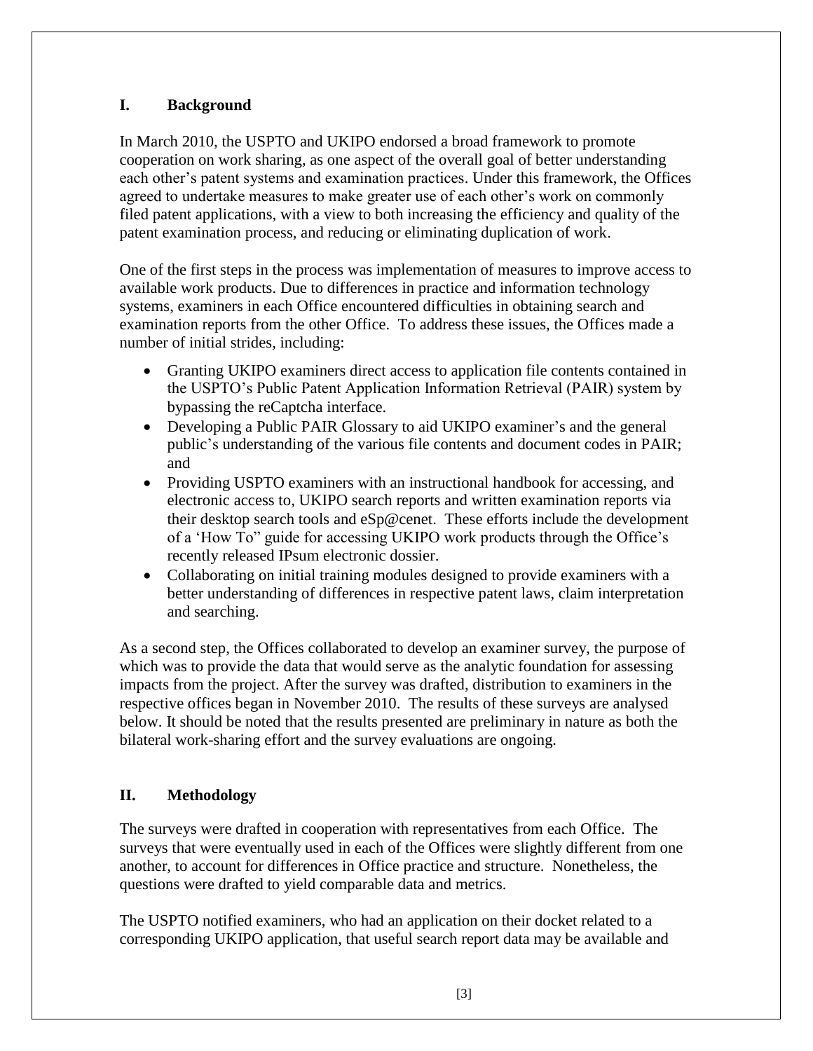## I. Background

In March 2010, the USPTO and UKIPO endorsed a broad framework to promote cooperation on work sharing, as one aspect of the overall goal of better understanding each other's patent systems and examination practices. Under this framework, the Offices agreed to undertake measures to make greater use of each other's work on commonly filed patent applications, with a view to both increasing the efficiency and quality of the patent examination process, and reducing or eliminating duplication of work.

One of the first steps in the process was implementation of measures to improve access to available work products. Due to differences in practice and information technology systems, examiners in each Office encountered difficulties in obtaining search and examination reports from the other Office. To address these issues, the Offices made a number of initial strides, including:

- Granting UKIPO examiners direct access to application file contents contained in the USPTO's Public Patent Application Information Retrieval (PAIR) system by bypassing the reCaptcha interface.
- Developing a Public PAIR Glossary to aid UKIPO examiner's and the general public's understanding of the various file contents and document codes in PAIR; and
- Providing USPTO examiners with an instructional handbook for accessing, and electronic access to, UKIPO search reports and written examination reports via their desktop search tools and eSp@cenet. These efforts include the development of a 'How To" guide for accessing UKIPO work products through the Office's recently released IPsum electronic dossier.
- Collaborating on initial training modules designed to provide examiners with a better understanding of differences in respective patent laws, claim interpretation and searching.

As a second step, the Offices collaborated to develop an examiner survey, the purpose of which was to provide the data that would serve as the analytic foundation for assessing impacts from the project. After the survey was drafted, distribution to examiners in the respective offices began in November 2010. The results of these surveys are analysed below. It should be noted that the results presented are preliminary in nature as both the bilateral work-sharing effort and the survey evaluations are ongoing.

## II. Methodology

The surveys were drafted in cooperation with representatives from each Office. The surveys that were eventually used in each of the Offices were slightly different from one another, to account for differences in Office practice and structure. Nonetheless, the questions were drafted to yield comparable data and metrics.

The USPTO notified examiners, who had an application on their docket related to a corresponding UKIPO application, that useful search report data may be available and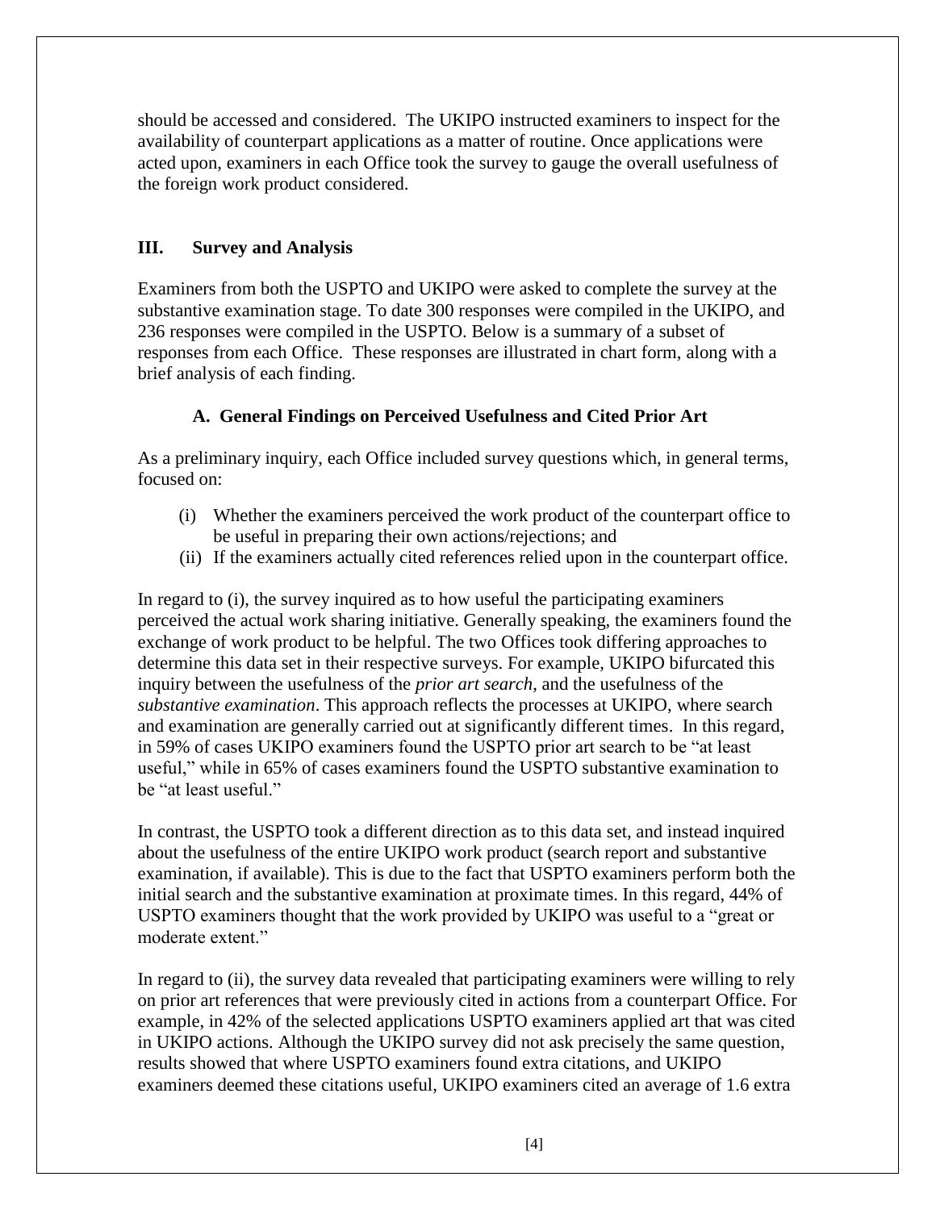should be accessed and considered. The UKIPO instructed examiners to inspect for the availability of counterpart applications as a matter of routine. Once applications were acted upon, examiners in each Office took the survey to gauge the overall usefulness of the foreign work product considered.

## III. Survey and Analysis

Examiners from both the USPTO and UKIPO were asked to complete the survey at the substantive examination stage. To date 300 responses were compiled in the UKIPO, and 236 responses were compiled in the USPTO. Below is a summary of a subset of responses from each Office. These responses are illustrated in chart form, along with a brief analysis of each finding.

### A. General Findings on Perceived Usefulness and Cited Prior Art

As a preliminary inquiry, each Office included survey questions which, in general terms, focused on:

(i) Whether the examiners perceived the work product of the counterpart office to be useful in preparing their own actions/rejections; and

(ii) If the examiners actually cited references relied upon in the counterpart office.

In regard to (i), the survey inquired as to how useful the participating examiners perceived the actual work sharing initiative. Generally speaking, the examiners found the exchange of work product to be helpful. The two Offices took differing approaches to determine this data set in their respective surveys. For example, UKIPO bifurcated this inquiry between the usefulness of the *prior art search*, and the usefulness of the *substantive examination*. This approach reflects the processes at UKIPO, where search and examination are generally carried out at significantly different times. In this regard, in 59% of cases UKIPO examiners found the USPTO prior art search to be "at least useful," while in 65% of cases examiners found the USPTO substantive examination to be "at least useful."

In contrast, the USPTO took a different direction as to this data set, and instead inquired about the usefulness of the entire UKIPO work product (search report and substantive examination, if available). This is due to the fact that USPTO examiners perform both the initial search and the substantive examination at proximate times. In this regard, 44% of USPTO examiners thought that the work provided by UKIPO was useful to a "great or moderate extent."

In regard to (ii), the survey data revealed that participating examiners were willing to rely on prior art references that were previously cited in actions from a counterpart Office. For example, in 42% of the selected applications USPTO examiners applied art that was cited in UKIPO actions. Although the UKIPO survey did not ask precisely the same question, results showed that where USPTO examiners found extra citations, and UKIPO examiners deemed these citations useful, UKIPO examiners cited an average of 1.6 extra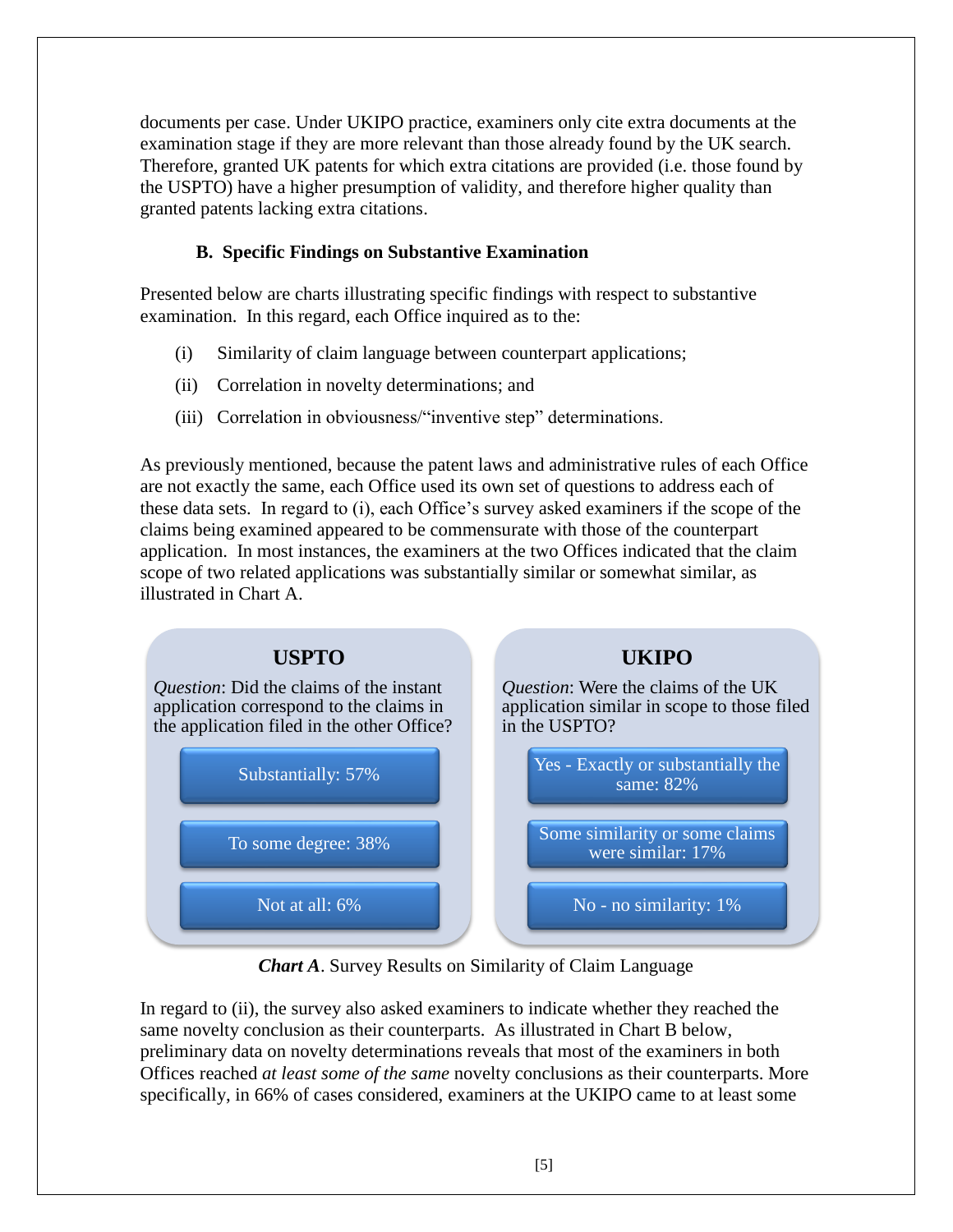documents per case. Under UKIPO practice, examiners only cite extra documents at the examination stage if they are more relevant than those already found by the UK search. Therefore, granted UK patents for which extra citations are provided (i.e. those found by the USPTO) have a higher presumption of validity, and therefore higher quality than granted patents lacking extra citations.

### B. Specific Findings on Substantive Examination

Presented below are charts illustrating specific findings with respect to substantive examination. In this regard, each Office inquired as to the:

(i) Similarity of claim language between counterpart applications;

(ii) Correlation in novelty determinations; and

(iii) Correlation in obviousness/"inventive step" determinations.

As previously mentioned, because the patent laws and administrative rules of each Office are not exactly the same, each Office used its own set of questions to address each of these data sets. In regard to (i), each Office's survey asked examiners if the scope of the claims being examined appeared to be commensurate with those of the counterpart application. In most instances, the examiners at the two Offices indicated that the claim scope of two related applications was substantially similar or somewhat similar, as illustrated in Chart A.

**USPTO**

*Question*: Did the claims of the instant application correspond to the claims in the application filed in the other Office?

Substantially: 57%

To some degree: 38%

Not at all: 6%

**UKIPO**

*Question*: Were the claims of the UK application similar in scope to those filed in the USPTO?

Yes - Exactly or substantially the same: 82%

Some similarity or some claims were similar: 17%

No - no similarity: 1%

***Chart A***. Survey Results on Similarity of Claim Language

In regard to (ii), the survey also asked examiners to indicate whether they reached the same novelty conclusion as their counterparts. As illustrated in Chart B below, preliminary data on novelty determinations reveals that most of the examiners in both Offices reached *at least some of the same* novelty conclusions as their counterparts. More specifically, in 66% of cases considered, examiners at the UKIPO came to at least some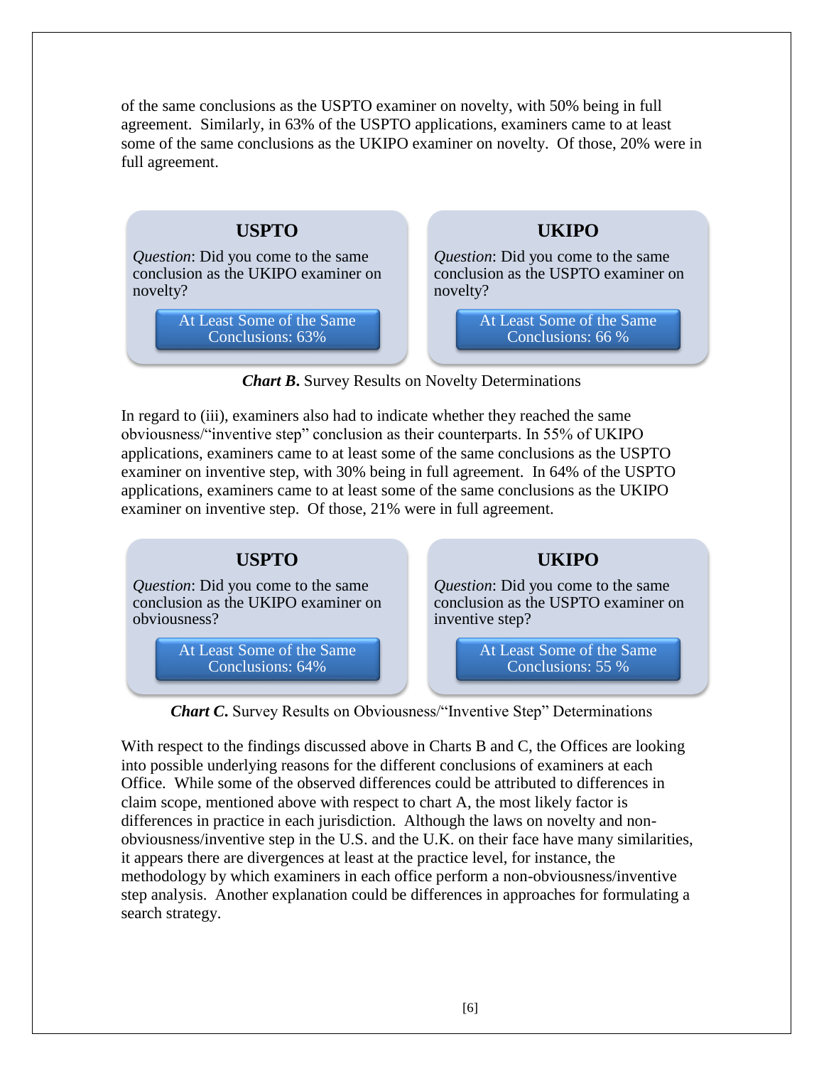of the same conclusions as the USPTO examiner on novelty, with 50% being in full agreement. Similarly, in 63% of the USPTO applications, examiners came to at least some of the same conclusions as the UKIPO examiner on novelty. Of those, 20% were in full agreement.

**USPTO**

*Question*: Did you come to the same conclusion as the UKIPO examiner on novelty?

At Least Some of the Same Conclusions: 63%

**UKIPO**

*Question*: Did you come to the same conclusion as the USPTO examiner on novelty?

At Least Some of the Same Conclusions: 66 %

***Chart B.*** Survey Results on Novelty Determinations

In regard to (iii), examiners also had to indicate whether they reached the same obviousness/"inventive step" conclusion as their counterparts. In 55% of UKIPO applications, examiners came to at least some of the same conclusions as the USPTO examiner on inventive step, with 30% being in full agreement. In 64% of the USPTO applications, examiners came to at least some of the same conclusions as the UKIPO examiner on inventive step. Of those, 21% were in full agreement.

**USPTO**

*Question*: Did you come to the same conclusion as the UKIPO examiner on obviousness?

At Least Some of the Same Conclusions: 64%

**UKIPO**

*Question*: Did you come to the same conclusion as the USPTO examiner on inventive step?

At Least Some of the Same Conclusions: 55 %

***Chart C.*** Survey Results on Obviousness/"Inventive Step" Determinations

With respect to the findings discussed above in Charts B and C, the Offices are looking into possible underlying reasons for the different conclusions of examiners at each Office. While some of the observed differences could be attributed to differences in claim scope, mentioned above with respect to chart A, the most likely factor is differences in practice in each jurisdiction. Although the laws on novelty and non-obviousness/inventive step in the U.S. and the U.K. on their face have many similarities, it appears there are divergences at least at the practice level, for instance, the methodology by which examiners in each office perform a non-obviousness/inventive step analysis. Another explanation could be differences in approaches for formulating a search strategy.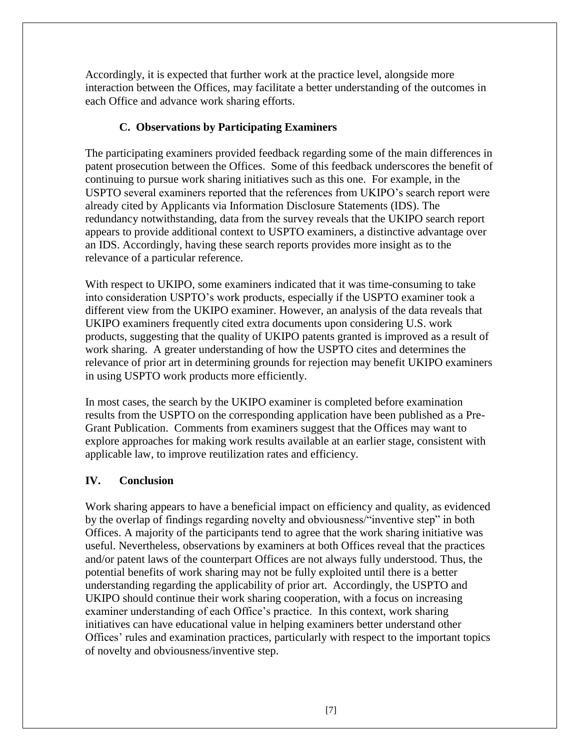Accordingly, it is expected that further work at the practice level, alongside more interaction between the Offices, may facilitate a better understanding of the outcomes in each Office and advance work sharing efforts.

### C. Observations by Participating Examiners

The participating examiners provided feedback regarding some of the main differences in patent prosecution between the Offices. Some of this feedback underscores the benefit of continuing to pursue work sharing initiatives such as this one. For example, in the USPTO several examiners reported that the references from UKIPO's search report were already cited by Applicants via Information Disclosure Statements (IDS). The redundancy notwithstanding, data from the survey reveals that the UKIPO search report appears to provide additional context to USPTO examiners, a distinctive advantage over an IDS. Accordingly, having these search reports provides more insight as to the relevance of a particular reference.

With respect to UKIPO, some examiners indicated that it was time-consuming to take into consideration USPTO's work products, especially if the USPTO examiner took a different view from the UKIPO examiner. However, an analysis of the data reveals that UKIPO examiners frequently cited extra documents upon considering U.S. work products, suggesting that the quality of UKIPO patents granted is improved as a result of work sharing. A greater understanding of how the USPTO cites and determines the relevance of prior art in determining grounds for rejection may benefit UKIPO examiners in using USPTO work products more efficiently.

In most cases, the search by the UKIPO examiner is completed before examination results from the USPTO on the corresponding application have been published as a Pre-Grant Publication. Comments from examiners suggest that the Offices may want to explore approaches for making work results available at an earlier stage, consistent with applicable law, to improve reutilization rates and efficiency.

## IV. Conclusion

Work sharing appears to have a beneficial impact on efficiency and quality, as evidenced by the overlap of findings regarding novelty and obviousness/"inventive step" in both Offices. A majority of the participants tend to agree that the work sharing initiative was useful. Nevertheless, observations by examiners at both Offices reveal that the practices and/or patent laws of the counterpart Offices are not always fully understood. Thus, the potential benefits of work sharing may not be fully exploited until there is a better understanding regarding the applicability of prior art. Accordingly, the USPTO and UKIPO should continue their work sharing cooperation, with a focus on increasing examiner understanding of each Office's practice. In this context, work sharing initiatives can have educational value in helping examiners better understand other Offices' rules and examination practices, particularly with respect to the important topics of novelty and obviousness/inventive step.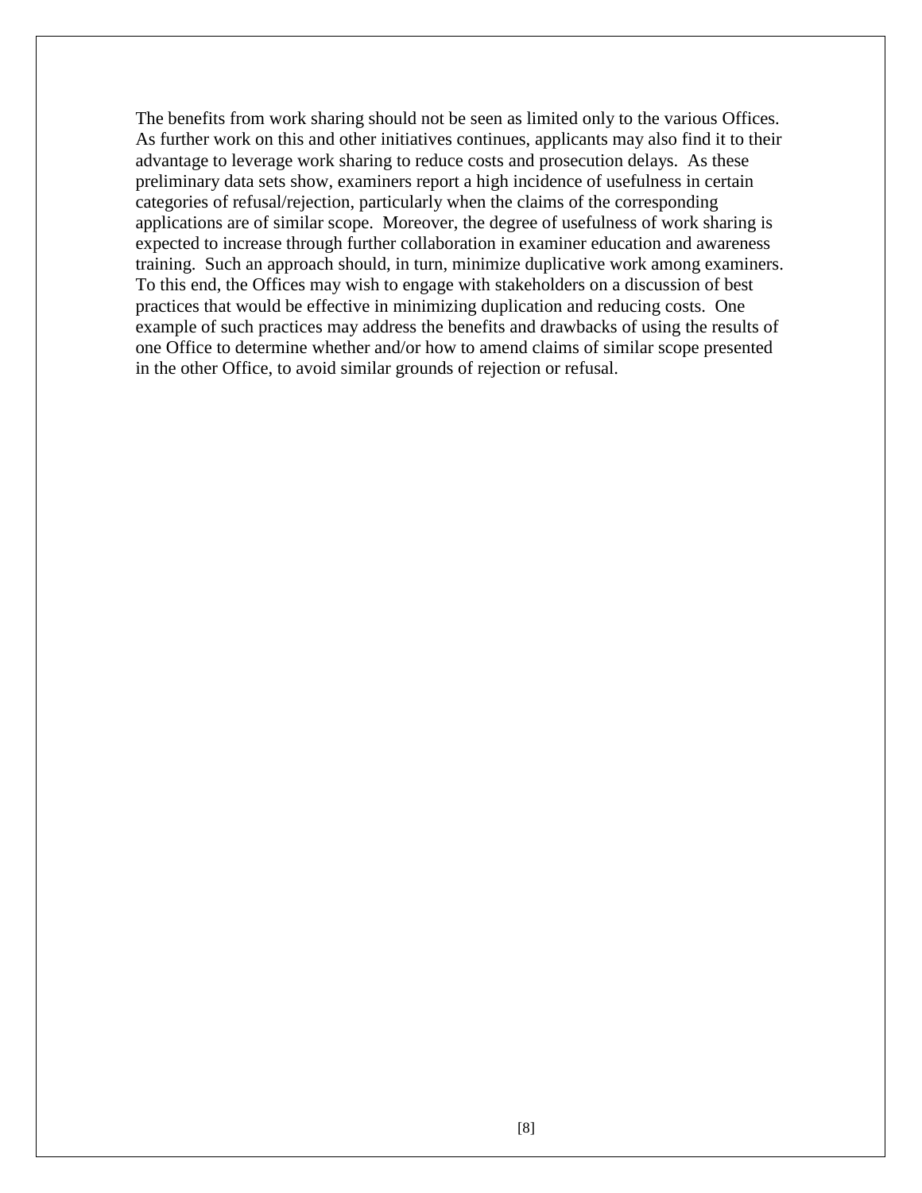The benefits from work sharing should not be seen as limited only to the various Offices. As further work on this and other initiatives continues, applicants may also find it to their advantage to leverage work sharing to reduce costs and prosecution delays. As these preliminary data sets show, examiners report a high incidence of usefulness in certain categories of refusal/rejection, particularly when the claims of the corresponding applications are of similar scope. Moreover, the degree of usefulness of work sharing is expected to increase through further collaboration in examiner education and awareness training. Such an approach should, in turn, minimize duplicative work among examiners. To this end, the Offices may wish to engage with stakeholders on a discussion of best practices that would be effective in minimizing duplication and reducing costs. One example of such practices may address the benefits and drawbacks of using the results of one Office to determine whether and/or how to amend claims of similar scope presented in the other Office, to avoid similar grounds of rejection or refusal.